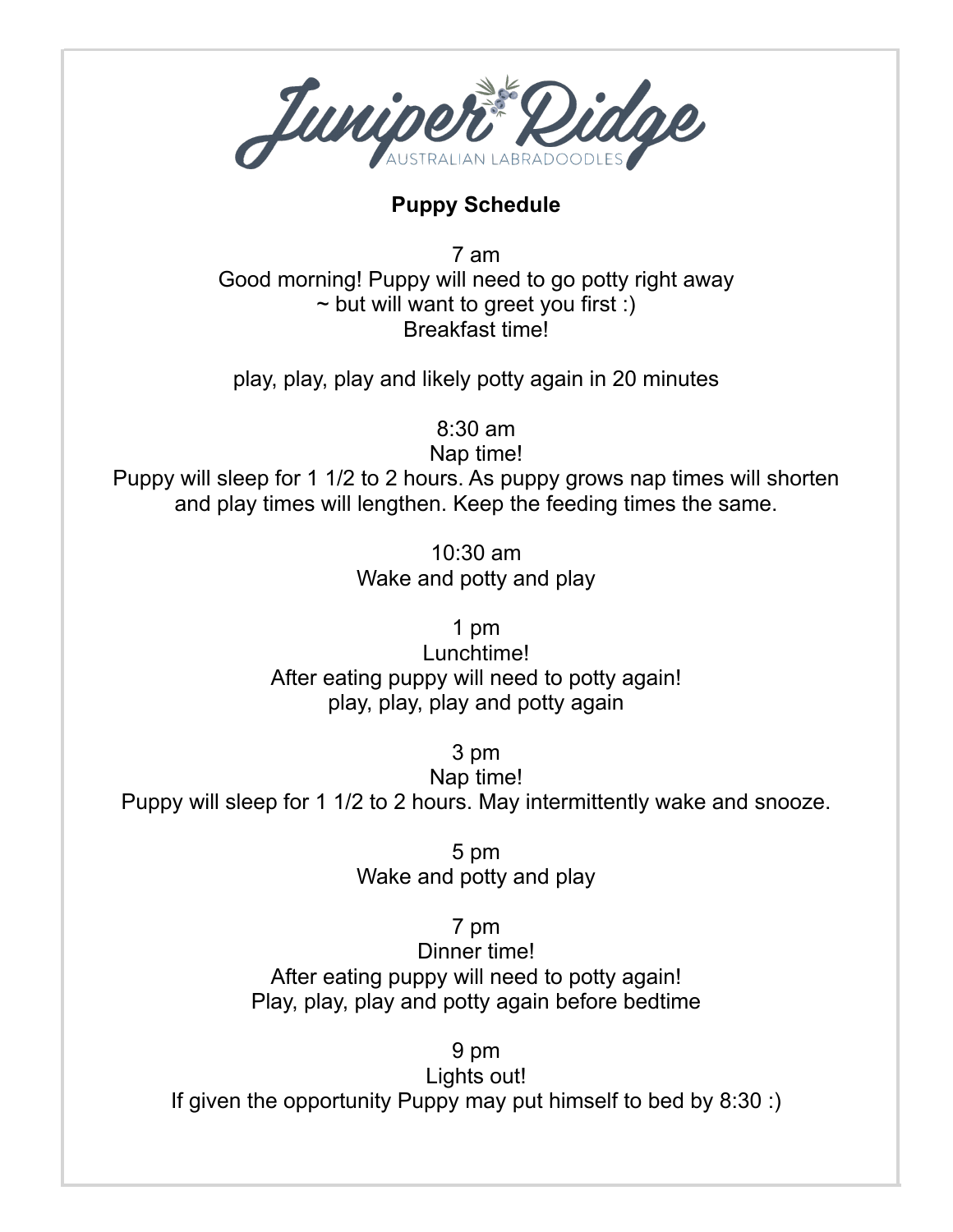# Juniper Ridge

AUSTRALIAN LABRADOODLES

**Puppy Schedule**

7 am
Good morning! Puppy will need to go potty right away
~ but will want to greet you first :)
Breakfast time!

play, play, play and likely potty again in 20 minutes

8:30 am
Nap time!
Puppy will sleep for 1 1/2 to 2 hours. As puppy grows nap times will shorten and play times will lengthen. Keep the feeding times the same.

10:30 am
Wake and potty and play

1 pm
Lunchtime!
After eating puppy will need to potty again!
play, play, play and potty again

3 pm
Nap time!
Puppy will sleep for 1 1/2 to 2 hours. May intermittently wake and snooze.

5 pm
Wake and potty and play

7 pm
Dinner time!
After eating puppy will need to potty again!
Play, play, play and potty again before bedtime

9 pm
Lights out!
If given the opportunity Puppy may put himself to bed by 8:30 :)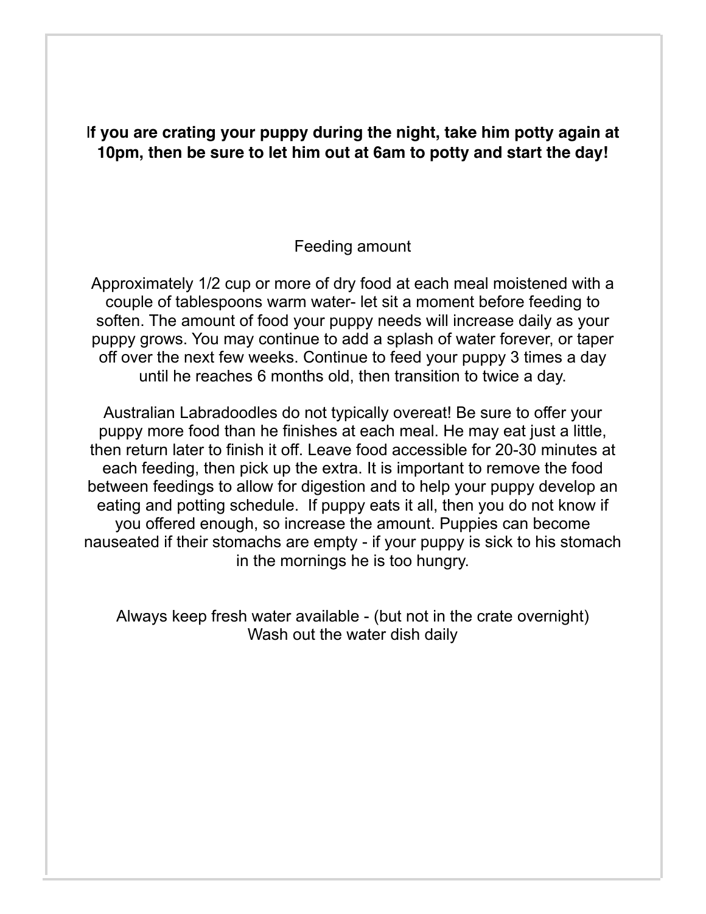**If you are crating your puppy during the night, take him potty again at 10pm, then be sure to let him out at 6am to potty and start the day!**

Feeding amount

Approximately 1/2 cup or more of dry food at each meal moistened with a couple of tablespoons warm water- let sit a moment before feeding to soften. The amount of food your puppy needs will increase daily as your puppy grows. You may continue to add a splash of water forever, or taper off over the next few weeks. Continue to feed your puppy 3 times a day until he reaches 6 months old, then transition to twice a day.

Australian Labradoodles do not typically overeat! Be sure to offer your puppy more food than he finishes at each meal. He may eat just a little, then return later to finish it off. Leave food accessible for 20-30 minutes at each feeding, then pick up the extra. It is important to remove the food between feedings to allow for digestion and to help your puppy develop an eating and potting schedule. If puppy eats it all, then you do not know if you offered enough, so increase the amount. Puppies can become nauseated if their stomachs are empty - if your puppy is sick to his stomach in the mornings he is too hungry.

Always keep fresh water available - (but not in the crate overnight)
Wash out the water dish daily